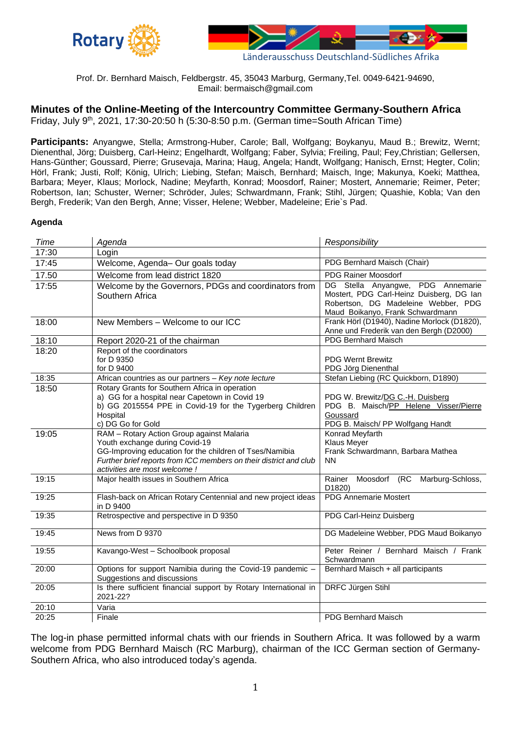Länderausschuss Deutschland-Südliches Afrika

Prof. Dr. Bernhard Maisch, Feldbergstr. 45, 35043 Marburg, Germany,Tel. 0049-6421-94690,
Email: bermaisch@gmail.com

## Minutes of the Online-Meeting of the Intercountry Committee Germany-Southern Africa

Friday, July 9th, 2021, 17:30-20:50 h (5:30-8:50 p.m. (German time=South African Time)

**Participants:** Anyangwe, Stella; Armstrong-Huber, Carole; Ball, Wolfgang; Boykanyu, Maud B.; Brewitz, Wernt; Dienenthal, Jörg; Duisberg, Carl-Heinz; Engelhardt, Wolfgang; Faber, Sylvia; Freiling, Paul; Fey,Christian; Gellersen, Hans-Günther; Goussard, Pierre; Grusevaja, Marina; Haug, Angela; Handt, Wolfgang; Hanisch, Ernst; Hegter, Colin; Hörl, Frank; Justi, Rolf; König, Ulrich; Liebing, Stefan; Maisch, Bernhard; Maisch, Inge; Makunya, Koeki; Matthea, Barbara; Meyer, Klaus; Morlock, Nadine; Meyfarth, Konrad; Moosdorf, Rainer; Mostert, Annemarie; Reimer, Peter; Robertson, Ian; Schuster, Werner; Schröder, Jules; Schwardmann, Frank; Stihl, Jürgen; Quashie, Kobla; Van den Bergh, Frederik; Van den Bergh, Anne; Visser, Helene; Webber, Madeleine; Erie`s Pad.

**Agenda**

| *Time* | *Agenda* | *Responsibility* |
|---|---|---|
| 17:30 | Login | |
| 17:45 | Welcome, Agenda– Our goals today | PDG Bernhard Maisch (Chair) |
| 17.50 | Welcome from lead district 1820 | PDG Rainer Moosdorf |
| 17:55 | Welcome by the Governors, PDGs and coordinators from Southern Africa | DG Stella Anyangwe, PDG Annemarie Mostert, PDG Carl-Heinz Duisberg, DG Ian Robertson, DG Madeleine Webber, PDG Maud Boikanyo, Frank Schwardmann |
| 18:00 | New Members – Welcome to our ICC | Frank Hörl (D1940), Nadine Morlock (D1820), Anne und Frederik van den Bergh (D2000) |
| 18:10 | Report 2020-21 of the chairman | PDG Bernhard Maisch |
| 18:20 | Report of the coordinators<br>for D 9350<br>for D 9400 | <br>PDG Wernt Brewitz<br>PDG Jörg Dienenthal |
| 18:35 | African countries as our partners – *Key note lecture* | Stefan Liebing (RC Quickborn, D1890) |
| 18:50 | Rotary Grants for Southern Africa in operation<br>a) GG for a hospital near Capetown in Covid 19<br>b) GG 2015554 PPE in Covid-19 for the Tygerberg Children Hospital<br>c) DG Go for Gold | <br>PDG W. Brewitz/DG C.-H. Duisberg<br>PDG B. Maisch/PP Helene Visser/Pierre Goussard<br><br>PDG B. Maisch/ PP Wolfgang Handt |
| 19:05 | RAM – Rotary Action Group against Malaria<br>Youth exchange during Covid-19<br>GG-Improving education for the children of Tses/Namibia<br>*Further brief reports from ICC members on their district and club activities are most welcome !* | Konrad Meyfarth<br>Klaus Meyer<br>Frank Schwardmann, Barbara Mathea<br>NN |
| 19:15 | Major health issues in Southern Africa | Rainer Moosdorf (RC Marburg-Schloss, D1820) |
| 19:25 | Flash-back on African Rotary Centennial and new project ideas in D 9400 | PDG Annemarie Mostert |
| 19:35 | Retrospective and perspective in D 9350 | PDG Carl-Heinz Duisberg |
| 19:45 | News from D 9370 | DG Madeleine Webber, PDG Maud Boikanyo |
| 19:55 | Kavango-West – Schoolbook proposal | Peter Reiner / Bernhard Maisch / Frank Schwardmann |
| 20:00 | Options for support Namibia during the Covid-19 pandemic – Suggestions and discussions | Bernhard Maisch + all participants |
| 20:05 | Is there sufficient financial support by Rotary International in 2021-22? | DRFC Jürgen Stihl |
| 20:10 | Varia | |
| 20:25 | Finale | PDG Bernhard Maisch |

The log-in phase permitted informal chats with our friends in Southern Africa. It was followed by a warm welcome from PDG Bernhard Maisch (RC Marburg), chairman of the ICC German section of Germany-Southern Africa, who also introduced today's agenda.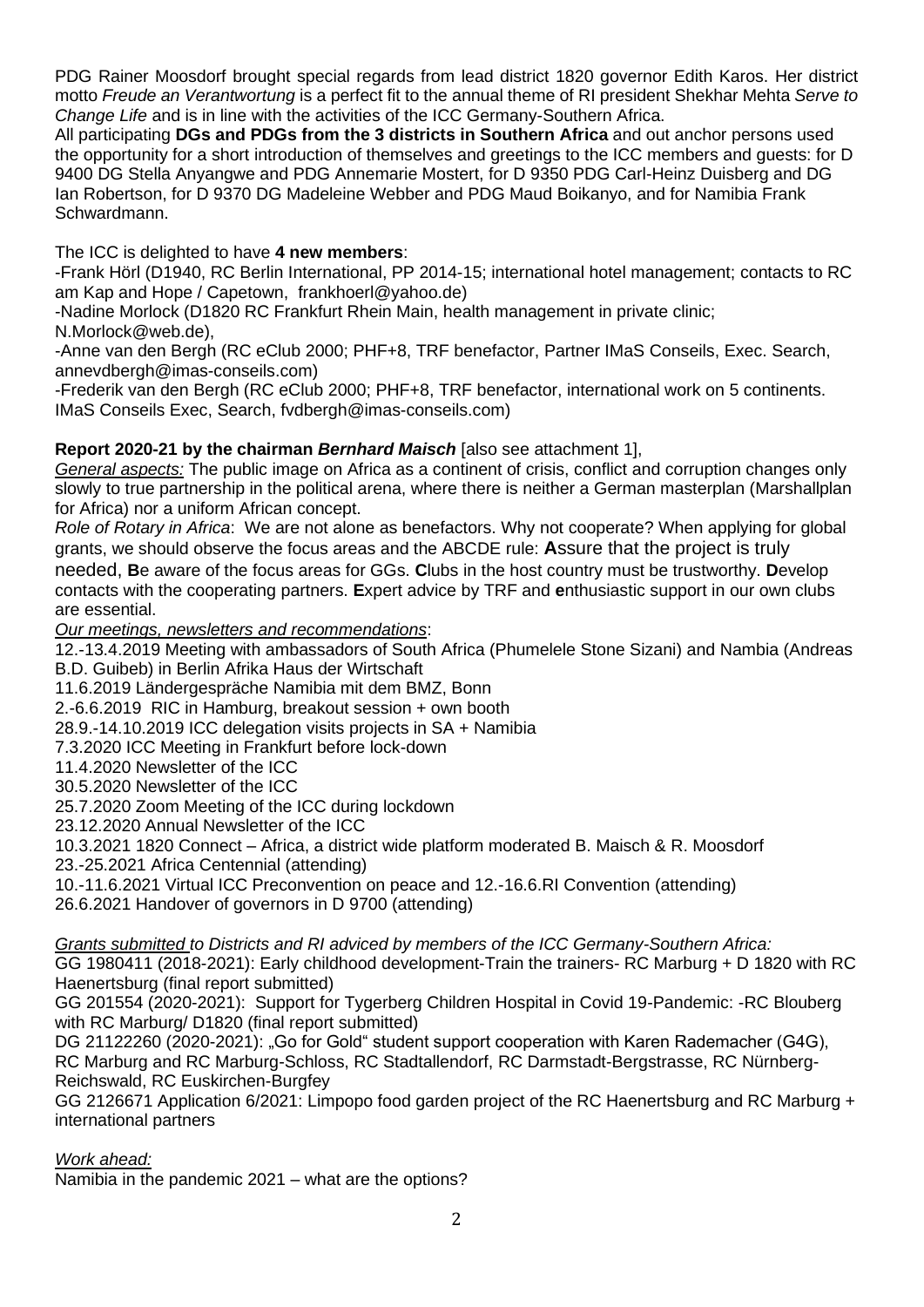PDG Rainer Moosdorf brought special regards from lead district 1820 governor Edith Karos. Her district motto *Freude an Verantwortung* is a perfect fit to the annual theme of RI president Shekhar Mehta *Serve to Change Life* and is in line with the activities of the ICC Germany-Southern Africa.
All participating **DGs and PDGs from the 3 districts in Southern Africa** and out anchor persons used the opportunity for a short introduction of themselves and greetings to the ICC members and guests: for D 9400 DG Stella Anyangwe and PDG Annemarie Mostert, for D 9350 PDG Carl-Heinz Duisberg and DG Ian Robertson, for D 9370 DG Madeleine Webber and PDG Maud Boikanyo, and for Namibia Frank Schwardmann.

The ICC is delighted to have **4 new members**:
-Frank Hörl (D1940, RC Berlin International, PP 2014-15; international hotel management; contacts to RC am Kap and Hope / Capetown, frankhoerl@yahoo.de)
-Nadine Morlock (D1820 RC Frankfurt Rhein Main, health management in private clinic; N.Morlock@web.de),
-Anne van den Bergh (RC eClub 2000; PHF+8, TRF benefactor, Partner IMaS Conseils, Exec. Search, annevdbergh@imas-conseils.com)
-Frederik van den Bergh (RC eClub 2000; PHF+8, TRF benefactor, international work on 5 continents. IMaS Conseils Exec, Search, fvdbergh@imas-conseils.com)

**Report 2020-21 by the chairman *Bernhard Maisch*** [also see attachment 1],
*General aspects:* The public image on Africa as a continent of crisis, conflict and corruption changes only slowly to true partnership in the political arena, where there is neither a German masterplan (Marshallplan for Africa) nor a uniform African concept.
*Role of Rotary in Africa*: We are not alone as benefactors. Why not cooperate? When applying for global grants, we should observe the focus areas and the ABCDE rule: **A**ssure that the project is truly needed, **B**e aware of the focus areas for GGs. **C**lubs in the host country must be trustworthy. **D**evelop contacts with the cooperating partners. **E**xpert advice by TRF and **e**nthusiastic support in our own clubs are essential.
*Our meetings, newsletters and recommendations*:
12.-13.4.2019 Meeting with ambassadors of South Africa (Phumelele Stone Sizani) and Nambia (Andreas B.D. Guibeb) in Berlin Afrika Haus der Wirtschaft
11.6.2019 Ländergespräche Namibia mit dem BMZ, Bonn
2.-6.6.2019 RIC in Hamburg, breakout session + own booth
28.9.-14.10.2019 ICC delegation visits projects in SA + Namibia
7.3.2020 ICC Meeting in Frankfurt before lock-down
11.4.2020 Newsletter of the ICC
30.5.2020 Newsletter of the ICC
25.7.2020 Zoom Meeting of the ICC during lockdown
23.12.2020 Annual Newsletter of the ICC
10.3.2021 1820 Connect – Africa, a district wide platform moderated B. Maisch & R. Moosdorf
23.-25.2021 Africa Centennial (attending)
10.-11.6.2021 Virtual ICC Preconvention on peace and 12.-16.6.RI Convention (attending)
26.6.2021 Handover of governors in D 9700 (attending)

*Grants submitted to Districts and RI adviced by members of the ICC Germany-Southern Africa:*
GG 1980411 (2018-2021): Early childhood development-Train the trainers- RC Marburg + D 1820 with RC Haenertsburg (final report submitted)
GG 201554 (2020-2021): Support for Tygerberg Children Hospital in Covid 19-Pandemic: -RC Blouberg with RC Marburg/ D1820 (final report submitted)
DG 21122260 (2020-2021): „Go for Gold" student support cooperation with Karen Rademacher (G4G), RC Marburg and RC Marburg-Schloss, RC Stadtallendorf, RC Darmstadt-Bergstrasse, RC Nürnberg-Reichswald, RC Euskirchen-Burgfey
GG 2126671 Application 6/2021: Limpopo food garden project of the RC Haenertsburg and RC Marburg + international partners

*Work ahead:*
Namibia in the pandemic 2021 – what are the options?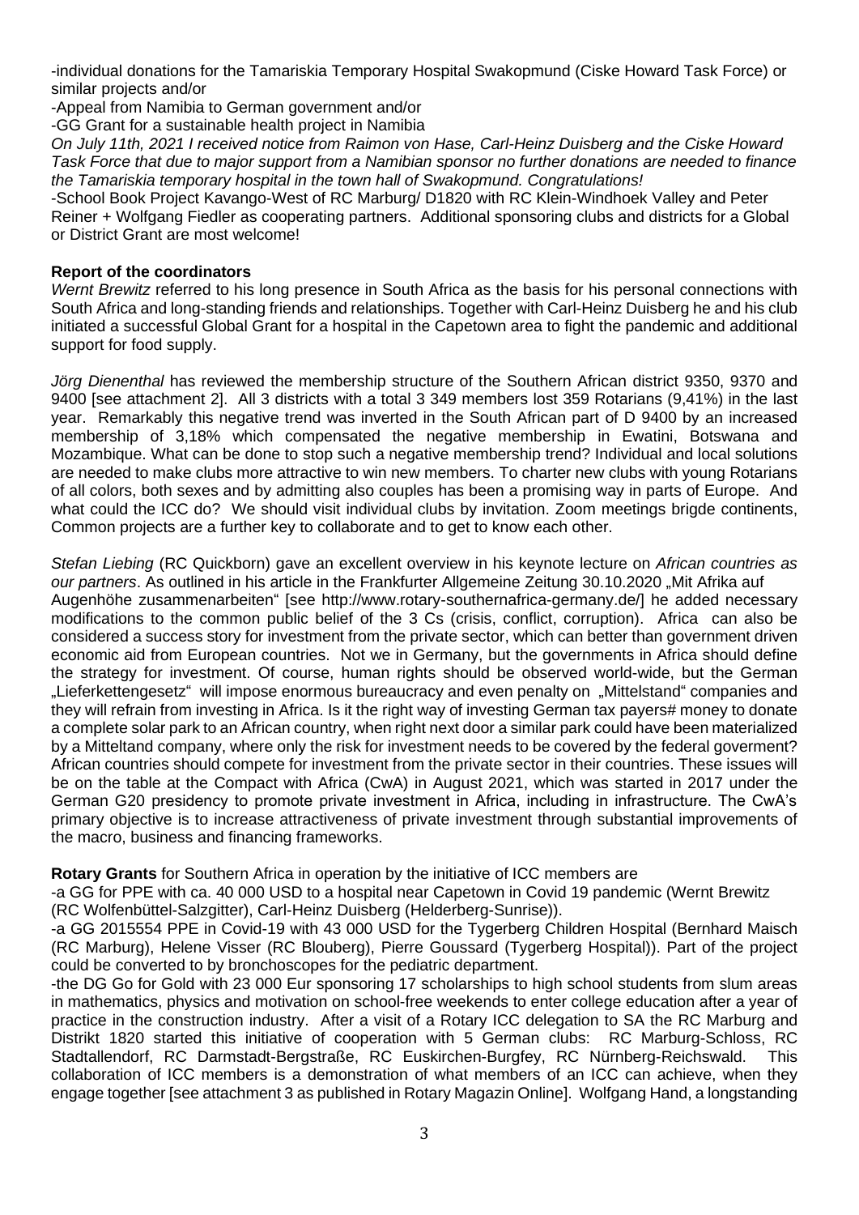-individual donations for the Tamariskia Temporary Hospital Swakopmund (Ciske Howard Task Force) or similar projects and/or

-Appeal from Namibia to German government and/or

-GG Grant for a sustainable health project in Namibia

*On July 11th, 2021 I received notice from Raimon von Hase, Carl-Heinz Duisberg and the Ciske Howard Task Force that due to major support from a Namibian sponsor no further donations are needed to finance the Tamariskia temporary hospital in the town hall of Swakopmund. Congratulations!*

-School Book Project Kavango-West of RC Marburg/ D1820 with RC Klein-Windhoek Valley and Peter Reiner + Wolfgang Fiedler as cooperating partners. Additional sponsoring clubs and districts for a Global or District Grant are most welcome!

**Report of the coordinators**

*Wernt Brewitz* referred to his long presence in South Africa as the basis for his personal connections with South Africa and long-standing friends and relationships. Together with Carl-Heinz Duisberg he and his club initiated a successful Global Grant for a hospital in the Capetown area to fight the pandemic and additional support for food supply.

*Jörg Dienenthal* has reviewed the membership structure of the Southern African district 9350, 9370 and 9400 [see attachment 2]. All 3 districts with a total 3 349 members lost 359 Rotarians (9,41%) in the last year. Remarkably this negative trend was inverted in the South African part of D 9400 by an increased membership of 3,18% which compensated the negative membership in Ewatini, Botswana and Mozambique. What can be done to stop such a negative membership trend? Individual and local solutions are needed to make clubs more attractive to win new members. To charter new clubs with young Rotarians of all colors, both sexes and by admitting also couples has been a promising way in parts of Europe. And what could the ICC do? We should visit individual clubs by invitation. Zoom meetings brigde continents, Common projects are a further key to collaborate and to get to know each other.

*Stefan Liebing* (RC Quickborn) gave an excellent overview in his keynote lecture on *African countries as our partners*. As outlined in his article in the Frankfurter Allgemeine Zeitung 30.10.2020 „Mit Afrika auf Augenhöhe zusammenarbeiten" [see http://www.rotary-southernafrica-germany.de/] he added necessary modifications to the common public belief of the 3 Cs (crisis, conflict, corruption). Africa can also be considered a success story for investment from the private sector, which can better than government driven economic aid from European countries. Not we in Germany, but the governments in Africa should define the strategy for investment. Of course, human rights should be observed world-wide, but the German „Lieferkettengesetz" will impose enormous bureaucracy and even penalty on „Mittelstand" companies and they will refrain from investing in Africa. Is it the right way of investing German tax payers# money to donate a complete solar park to an African country, when right next door a similar park could have been materialized by a Mitteltand company, where only the risk for investment needs to be covered by the federal goverment? African countries should compete for investment from the private sector in their countries. These issues will be on the table at the Compact with Africa (CwA) in August 2021, which was started in 2017 under the German G20 presidency to promote private investment in Africa, including in infrastructure. The CwA's primary objective is to increase attractiveness of private investment through substantial improvements of the macro, business and financing frameworks.

**Rotary Grants** for Southern Africa in operation by the initiative of ICC members are

-a GG for PPE with ca. 40 000 USD to a hospital near Capetown in Covid 19 pandemic (Wernt Brewitz (RC Wolfenbüttel-Salzgitter), Carl-Heinz Duisberg (Helderberg-Sunrise)).

-a GG 2015554 PPE in Covid-19 with 43 000 USD for the Tygerberg Children Hospital (Bernhard Maisch (RC Marburg), Helene Visser (RC Blouberg), Pierre Goussard (Tygerberg Hospital)). Part of the project could be converted to by bronchoscopes for the pediatric department.

-the DG Go for Gold with 23 000 Eur sponsoring 17 scholarships to high school students from slum areas in mathematics, physics and motivation on school-free weekends to enter college education after a year of practice in the construction industry. After a visit of a Rotary ICC delegation to SA the RC Marburg and Distrikt 1820 started this initiative of cooperation with 5 German clubs: RC Marburg-Schloss, RC Stadtallendorf, RC Darmstadt-Bergstraße, RC Euskirchen-Burgfey, RC Nürnberg-Reichswald. This collaboration of ICC members is a demonstration of what members of an ICC can achieve, when they engage together [see attachment 3 as published in Rotary Magazin Online]. Wolfgang Hand, a longstanding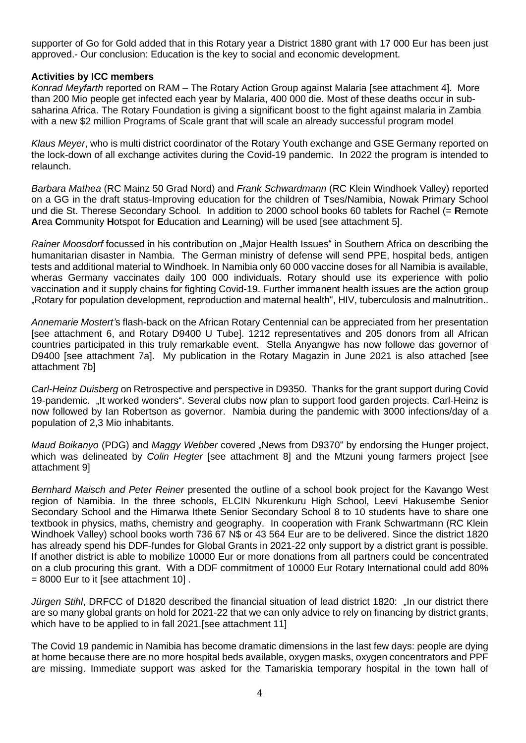supporter of Go for Gold added that in this Rotary year a District 1880 grant with 17 000 Eur has been just approved.- Our conclusion: Education is the key to social and economic development.

**Activities by ICC members**

*Konrad Meyfarth* reported on RAM – The Rotary Action Group against Malaria [see attachment 4]. More than 200 Mio people get infected each year by Malaria, 400 000 die. Most of these deaths occur in sub-saharina Africa. The Rotary Foundation is giving a significant boost to the fight against malaria in Zambia with a new $2 million Programs of Scale grant that will scale an already successful program model

*Klaus Meyer*, who is multi district coordinator of the Rotary Youth exchange and GSE Germany reported on the lock-down of all exchange activites during the Covid-19 pandemic. In 2022 the program is intended to relaunch.

*Barbara Mathea* (RC Mainz 50 Grad Nord) and *Frank Schwardmann* (RC Klein Windhoek Valley) reported on a GG in the draft status-Improving education for the children of Tses/Namibia, Nowak Primary School und die St. Therese Secondary School. In addition to 2000 school books 60 tablets for Rachel (= **R**emote **A**rea **C**ommunity **H**otspot for **E**ducation and **L**earning) will be used [see attachment 5].

*Rainer Moosdorf* focussed in his contribution on „Major Health Issues" in Southern Africa on describing the humanitarian disaster in Nambia. The German ministry of defense will send PPE, hospital beds, antigen tests and additional material to Windhoek. In Namibia only 60 000 vaccine doses for all Namibia is available, wheras Germany vaccinates daily 100 000 individuals. Rotary should use its experience with polio vaccination and it supply chains for fighting Covid-19. Further immanent health issues are the action group „Rotary for population development, reproduction and maternal health", HIV, tuberculosis and malnutrition..

*Annemarie Mostert's* flash-back on the African Rotary Centennial can be appreciated from her presentation [see attachment 6, and Rotary D9400 U Tube]. 1212 representatives and 205 donors from all African countries participated in this truly remarkable event. Stella Anyangwe has now followe das governor of D9400 [see attachment 7a]. My publication in the Rotary Magazin in June 2021 is also attached [see attachment 7b]

*Carl-Heinz Duisberg* on Retrospective and perspective in D9350. Thanks for the grant support during Covid 19-pandemic. „It worked wonders". Several clubs now plan to support food garden projects. Carl-Heinz is now followed by Ian Robertson as governor. Nambia during the pandemic with 3000 infections/day of a population of 2,3 Mio inhabitants.

*Maud Boikanyo* (PDG) and *Maggy Webber* covered „News from D9370" by endorsing the Hunger project, which was delineated by *Colin Hegter* [see attachment 8] and the Mtzuni young farmers project [see attachment 9]

*Bernhard Maisch and Peter Reiner* presented the outline of a school book project for the Kavango West region of Namibia. In the three schools, ELCIN Nkurenkuru High School, Leevi Hakusembe Senior Secondary School and the Himarwa Ithete Senior Secondary School 8 to 10 students have to share one textbook in physics, maths, chemistry and geography. In cooperation with Frank Schwartmann (RC Klein Windhoek Valley) school books worth 736 67 N$ or 43 564 Eur are to be delivered. Since the district 1820 has already spend his DDF-fundes for Global Grants in 2021-22 only support by a district grant is possible. If another district is able to mobilize 10000 Eur or more donations from all partners could be concentrated on a club procuring this grant. With a DDF commitment of 10000 Eur Rotary International could add 80% = 8000 Eur to it [see attachment 10] .

*Jürgen Stihl*, DRFCC of D1820 described the financial situation of lead district 1820: „In our district there are so many global grants on hold for 2021-22 that we can only advice to rely on financing by district grants, which have to be applied to in fall 2021.[see attachment 11]

The Covid 19 pandemic in Namibia has become dramatic dimensions in the last few days: people are dying at home because there are no more hospital beds available, oxygen masks, oxygen concentrators and PPF are missing. Immediate support was asked for the Tamariskia temporary hospital in the town hall of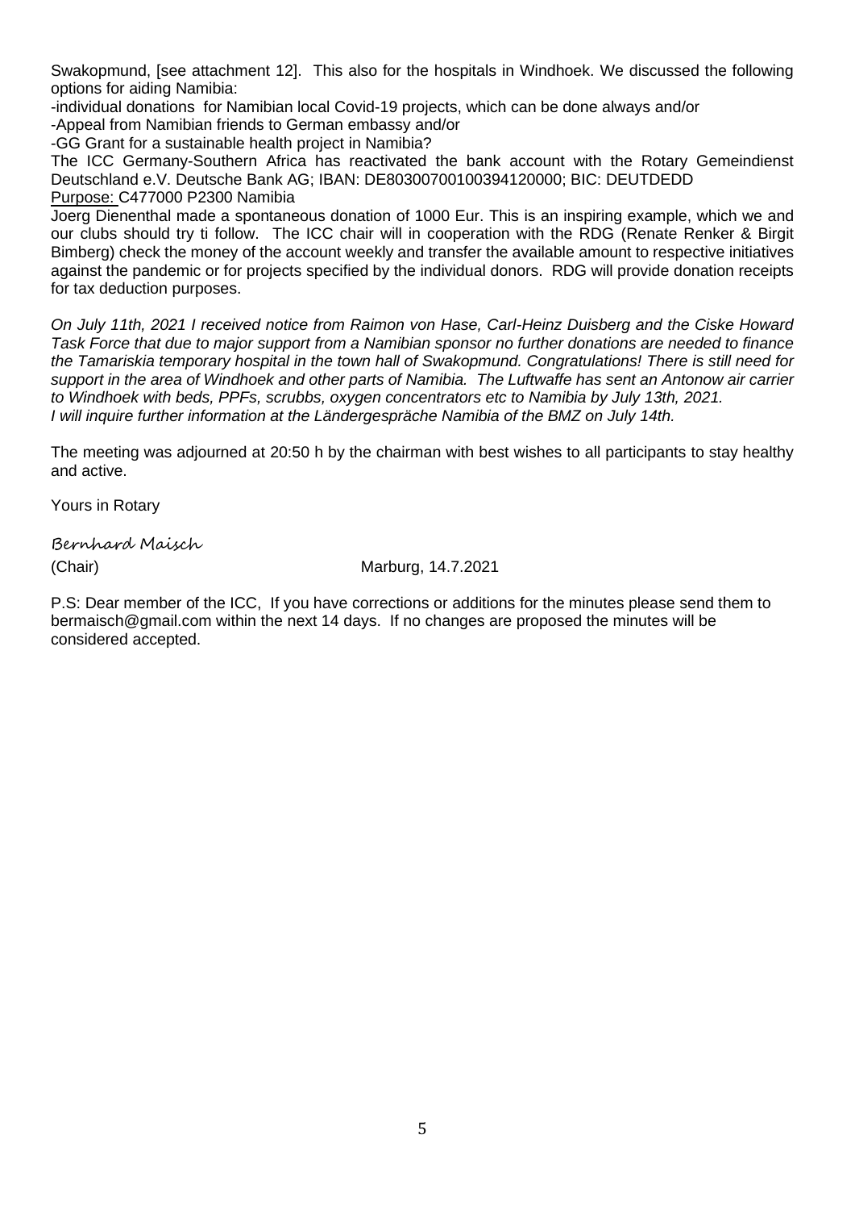Swakopmund, [see attachment 12]. This also for the hospitals in Windhoek. We discussed the following options for aiding Namibia:

-individual donations for Namibian local Covid-19 projects, which can be done always and/or

-Appeal from Namibian friends to German embassy and/or

-GG Grant for a sustainable health project in Namibia?

The ICC Germany-Southern Africa has reactivated the bank account with the Rotary Gemeindienst Deutschland e.V. Deutsche Bank AG; IBAN: DE80300700100394120000; BIC: DEUTDEDD

Purpose: C477000 P2300 Namibia

Joerg Dienenthal made a spontaneous donation of 1000 Eur. This is an inspiring example, which we and our clubs should try ti follow. The ICC chair will in cooperation with the RDG (Renate Renker & Birgit Bimberg) check the money of the account weekly and transfer the available amount to respective initiatives against the pandemic or for projects specified by the individual donors. RDG will provide donation receipts for tax deduction purposes.

*On July 11th, 2021 I received notice from Raimon von Hase, Carl-Heinz Duisberg and the Ciske Howard Task Force that due to major support from a Namibian sponsor no further donations are needed to finance the Tamariskia temporary hospital in the town hall of Swakopmund. Congratulations! There is still need for support in the area of Windhoek and other parts of Namibia. The Luftwaffe has sent an Antonow air carrier to Windhoek with beds, PPFs, scrubbs, oxygen concentrators etc to Namibia by July 13th, 2021. I will inquire further information at the Ländergespräche Namibia of the BMZ on July 14th.*

The meeting was adjourned at 20:50 h by the chairman with best wishes to all participants to stay healthy and active.

Yours in Rotary

Bernhard Maisch

(Chair) Marburg, 14.7.2021

P.S: Dear member of the ICC, If you have corrections or additions for the minutes please send them to bermaisch@gmail.com within the next 14 days. If no changes are proposed the minutes will be considered accepted.